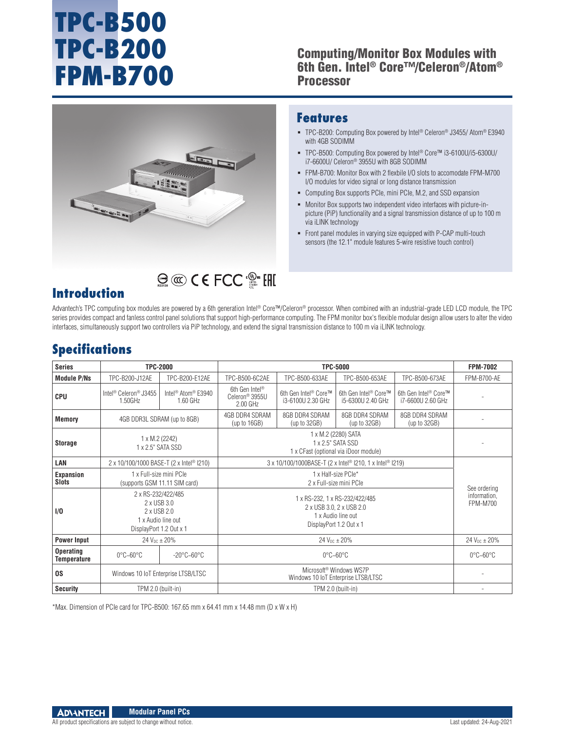# TPC-B500
# TPC-B200
# FPM-B700

## Computing/Monitor Box Modules with 6th Gen. Intel® Core™/Celeron®/Atom® Processor

## Features

- TPC-B200: Computing Box powered by Intel® Celeron® J3455/ Atom® E3940 with 4GB SODIMM
- TPC-B500: Computing Box powered by Intel® Core™ i3-6100U/i5-6300U/ i7-6600U/ Celeron® 3955U with 8GB SODIMM
- FPM-B700: Monitor Box with 2 flexible I/O slots to accomodate FPM-M700 I/O modules for video signal or long distance transmission
- Computing Box supports PCIe, mini PCIe, M.2, and SSD expansion
- Monitor Box supports two independent video interfaces with picture-in-picture (PiP) functionality and a signal transmission distance of up to 100 m via iLINK technology
- Front panel modules in varying size equipped with P-CAP multi-touch sensors (the 12.1" module features 5-wire resistive touch control)

## Introduction

Advantech's TPC computing box modules are powered by a 6th generation Intel® Core™/Celeron® processor. When combined with an industrial-grade LED LCD module, the TPC series provides compact and fanless control panel solutions that support high-performance computing. The FPM monitor box's flexible modular design allow users to alter the video interfaces, simultaneously support two controllers via PiP technology, and extend the signal transmission distance to 100 m via iLINK technology.

## Specifications

| Series | TPC-2000 | | TPC-5000 | | | | FPM-7002 |
|---|---|---|---|---|---|---|---|
| Module P/Ns | TPC-B200-J12AE | TPC-B200-E12AE | TPC-B500-6C2AE | TPC-B500-633AE | TPC-B500-653AE | TPC-B500-673AE | FPM-B700-AE |
| CPU | Intel® Celeron® J3455 1.50GHz | Intel® Atom® E3940 1.60 GHz | 6th Gen Intel® Celeron® 3955U 2.00 GHz | 6th Gen Intel® Core™ i3-6100U 2.30 GHz | 6th Gen Intel® Core™ i5-6300U 2.40 GHz | 6th Gen Intel® Core™ i7-6600U 2.60 GHz | - |
| Memory | 4GB DDR3L SDRAM (up to 8GB) | | 4GB DDR4 SDRAM (up to 16GB) | 8GB DDR4 SDRAM (up to 32GB) | 8GB DDR4 SDRAM (up to 32GB) | 8GB DDR4 SDRAM (up to 32GB) | - |
| Storage | 1 x M.2 (2242)<br>1 x 2.5" SATA SSD | | 1 x M.2 (2280) SATA<br>1 x 2.5" SATA SSD<br>1 x CFast (optional via iDoor module) | | | | - |
| LAN | 2 x 10/100/1000 BASE-T (2 x Intel® I210) | | 3 x 10/100/1000BASE-T (2 x Intel® I210, 1 x Intel® I219) | | | | See ordering information, FPM-M700 |
| Expansion Slots | 1 x Full-size mini PCIe (supports GSM 11.11 SIM card) | | 1 x Half-size PCIe*<br>2 x Full-size mini PCIe | | | | |
| I/O | 2 x RS-232/422/485<br>2 x USB 3.0<br>2 x USB 2.0<br>1 x Audio line out<br>DisplayPort 1.2 Out x 1 | | 1 x RS-232, 1 x RS-232/422/485<br>2 x USB 3.0, 2 x USB 2.0<br>1 x Audio line out<br>DisplayPort 1.2 Out x 1 | | | | |
| Power Input | 24 $V_{DC}$ ± 20% | | 24 $V_{DC}$ ± 20% | | | | 24 $V_{DC}$ ± 20% |
| Operating Temperature | 0°C–60°C | -20°C–60°C | 0°C–60°C | | | | 0°C–60°C |
| OS | Windows 10 IoT Enterprise LTSB/LTSC | | Microsoft® Windows WS7P<br>Windows 10 IoT Enterprise LTSB/LTSC | | | | - |
| Security | TPM 2.0 (built-in) | | TPM 2.0 (built-in) | | | | - |

*Max. Dimension of PCIe card for TPC-B500: 167.65 mm x 64.41 mm x 14.48 mm (D x W x H)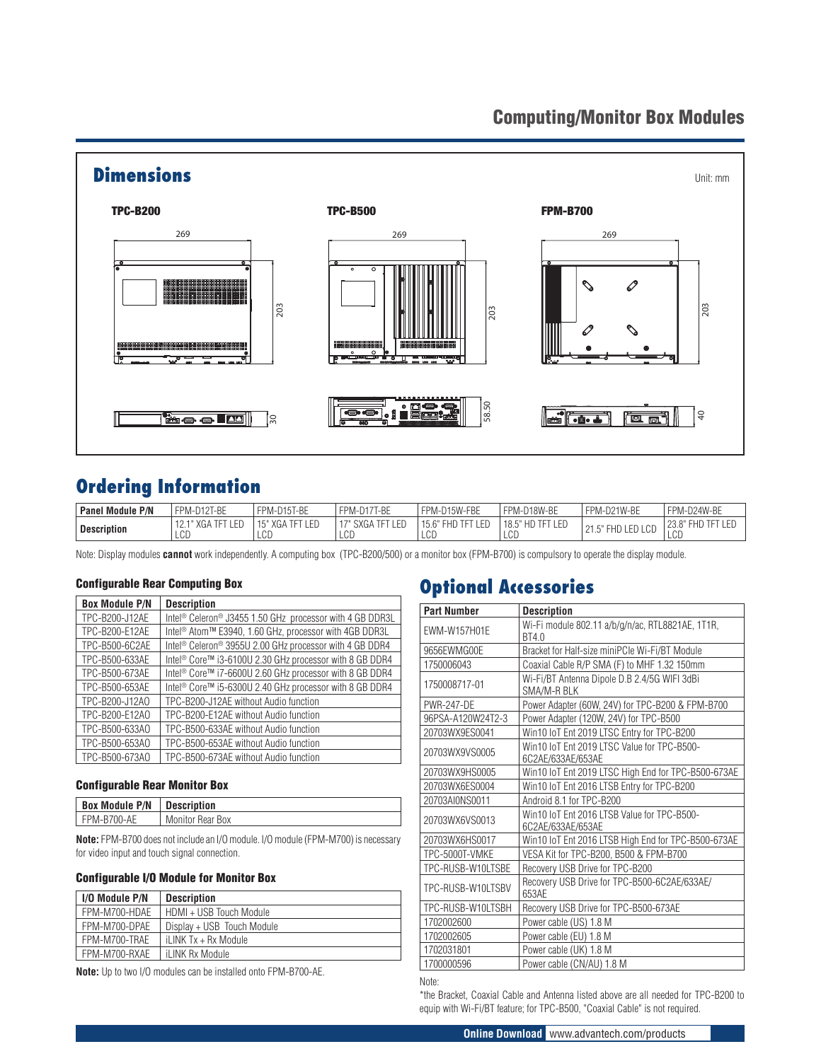## Computing/Monitor Box Modules

## Dimensions

Unit: mm

**TPC-B200**

269

203

30

**TPC-B500**

269

203

58.50

**FPM-B700**

269

203

40

## Ordering Information

| Panel Module P/N | FPM-D12T-BE | FPM-D15T-BE | FPM-D17T-BE | FPM-D15W-FBE | FPM-D18W-BE | FPM-D21W-BE | FPM-D24W-BE |
|---|---|---|---|---|---|---|---|
| Description | 12.1" XGA TFT LED LCD | 15" XGA TFT LED LCD | 17" SXGA TFT LED LCD | 15.6" FHD TFT LED LCD | 18.5" HD TFT LED LCD | 21.5" FHD LED LCD | 23.8" FHD TFT LED LCD |

Note: Display modules **cannot** work independently. A computing box (TPC-B200/500) or a monitor box (FPM-B700) is compulsory to operate the display module.

### Configurable Rear Computing Box

| Box Module P/N | Description |
|---|---|
| TPC-B200-J12AE | Intel® Celeron® J3455 1.50 GHz processor with 4 GB DDR3L |
| TPC-B200-E12AE | Intel® Atom™ E3940, 1.60 GHz, processor with 4GB DDR3L |
| TPC-B500-6C2AE | Intel® Celeron® 3955U 2.00 GHz processor with 4 GB DDR4 |
| TPC-B500-633AE | Intel® Core™ i3-6100U 2.30 GHz processor with 8 GB DDR4 |
| TPC-B500-673AE | Intel® Core™ i7-6600U 2.60 GHz processor with 8 GB DDR4 |
| TPC-B500-653AE | Intel® Core™ i5-6300U 2.40 GHz processor with 8 GB DDR4 |
| TPC-B200-J12AO | TPC-B200-J12AE without Audio function |
| TPC-B200-E12AO | TPC-B200-E12AE without Audio function |
| TPC-B500-633AO | TPC-B500-633AE without Audio function |
| TPC-B500-653AO | TPC-B500-653AE without Audio function |
| TPC-B500-673AO | TPC-B500-673AE without Audio function |

### Configurable Rear Monitor Box

| Box Module P/N | Description |
|---|---|
| FPM-B700-AE | Monitor Rear Box |

**Note:** FPM-B700 does not include an I/O module. I/O module (FPM-M700) is necessary for video input and touch signal connection.

### Configurable I/O Module for Monitor Box

| I/O Module P/N | Description |
|---|---|
| FPM-M700-HDAE | HDMI + USB Touch Module |
| FPM-M700-DPAE | Display + USB Touch Module |
| FPM-M700-TRAE | iLINK Tx + Rx Module |
| FPM-M700-RXAE | iLINK Rx Module |

**Note:** Up to two I/O modules can be installed onto FPM-B700-AE.

## Optional Accessories

| Part Number | Description |
|---|---|
| EWM-W157H01E | Wi-Fi module 802.11 a/b/g/n/ac, RTL8821AE, 1T1R, BT4.0 |
| 9656EWMG00E | Bracket for Half-size miniPCIe Wi-Fi/BT Module |
| 1750006043 | Coaxial Cable R/P SMA (F) to MHF 1.32 150mm |
| 1750008717-01 | Wi-Fi/BT Antenna Dipole D.B 2.4/5G WIFI 3dBi SMA/M-R BLK |
| PWR-247-DE | Power Adapter (60W, 24V) for TPC-B200 & FPM-B700 |
| 96PSA-A120W24T2-3 | Power Adapter (120W, 24V) for TPC-B500 |
| 20703WX9ES0041 | Win10 IoT Ent 2019 LTSC Entry for TPC-B200 |
| 20703WX9VS0005 | Win10 IoT Ent 2019 LTSC Value for TPC-B500-6C2AE/633AE/653AE |
| 20703WX9HS0005 | Win10 IoT Ent 2019 LTSC High End for TPC-B500-673AE |
| 20703WX6ES0004 | Win10 IoT Ent 2016 LTSB Entry for TPC-B200 |
| 20703AI0NS0011 | Android 8.1 for TPC-B200 |
| 20703WX6VS0013 | Win10 IoT Ent 2016 LTSB Value for TPC-B500-6C2AE/633AE/653AE |
| 20703WX6HS0017 | Win10 IoT Ent 2016 LTSB High End for TPC-B500-673AE |
| TPC-5000T-VMKE | VESA Kit for TPC-B200, B500 & FPM-B700 |
| TPC-RUSB-W10LTSBE | Recovery USB Drive for TPC-B200 |
| TPC-RUSB-W10LTSBV | Recovery USB Drive for TPC-B500-6C2AE/633AE/653AE |
| TPC-RUSB-W10LTSBH | Recovery USB Drive for TPC-B500-673AE |
| 1702002600 | Power cable (US) 1.8 M |
| 1702002605 | Power cable (EU) 1.8 M |
| 1702031801 | Power cable (UK) 1.8 M |
| 1700000596 | Power cable (CN/AU) 1.8 M |

Note:

*the Bracket, Coaxial Cable and Antenna listed above are all needed for TPC-B200 to equip with Wi-Fi/BT feature; for TPC-B500, "Coaxial Cable" is not required.

**Online Download** www.advantech.com/products